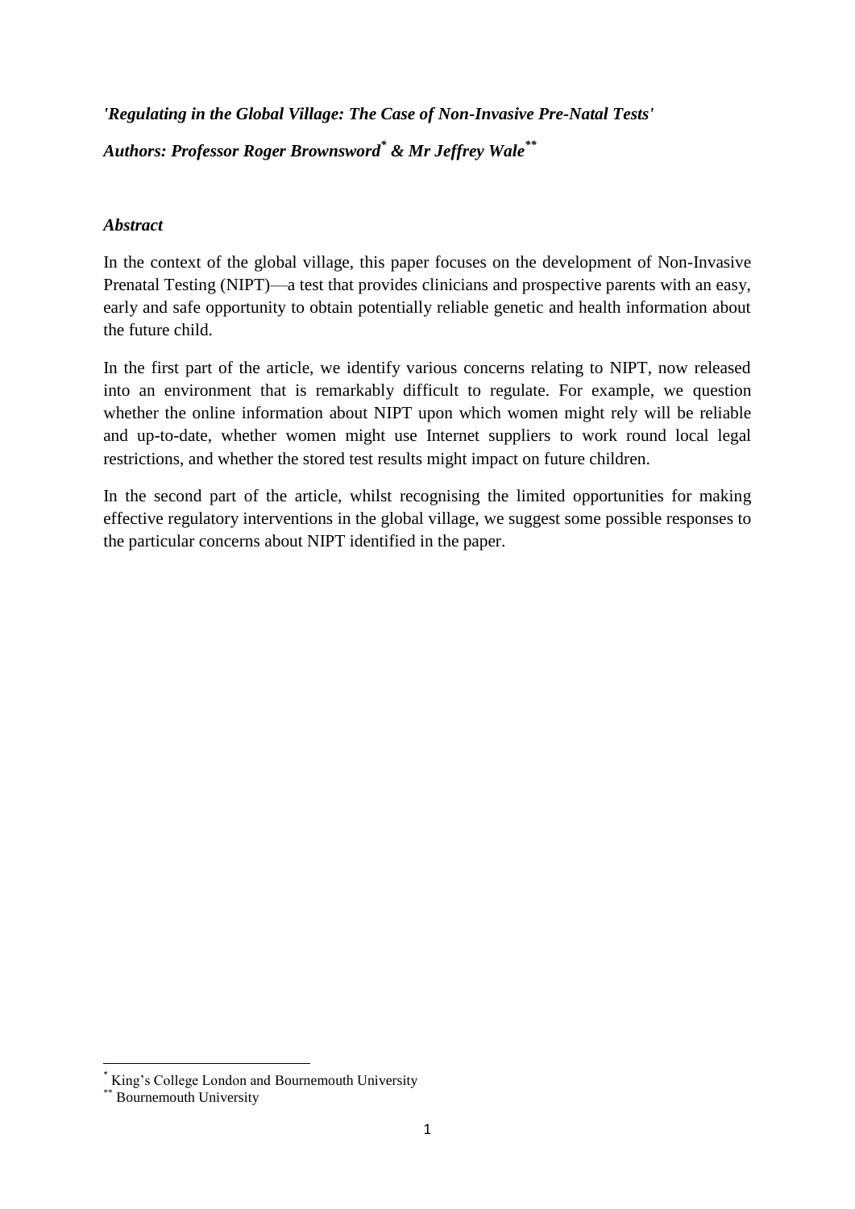*'Regulating in the Global Village: The Case of Non-Invasive Pre-Natal Tests'*

***Authors: Professor Roger Brownsword[\*] & Mr Jeffrey Wale[\*\*]***

***Abstract***

In the context of the global village, this paper focuses on the development of Non-Invasive Prenatal Testing (NIPT)—a test that provides clinicians and prospective parents with an easy, early and safe opportunity to obtain potentially reliable genetic and health information about the future child.

In the first part of the article, we identify various concerns relating to NIPT, now released into an environment that is remarkably difficult to regulate. For example, we question whether the online information about NIPT upon which women might rely will be reliable and up-to-date, whether women might use Internet suppliers to work round local legal restrictions, and whether the stored test results might impact on future children.

In the second part of the article, whilst recognising the limited opportunities for making effective regulatory interventions in the global village, we suggest some possible responses to the particular concerns about NIPT identified in the paper.

---

[\*] King's College London and Bournemouth University

[\*\*] Bournemouth University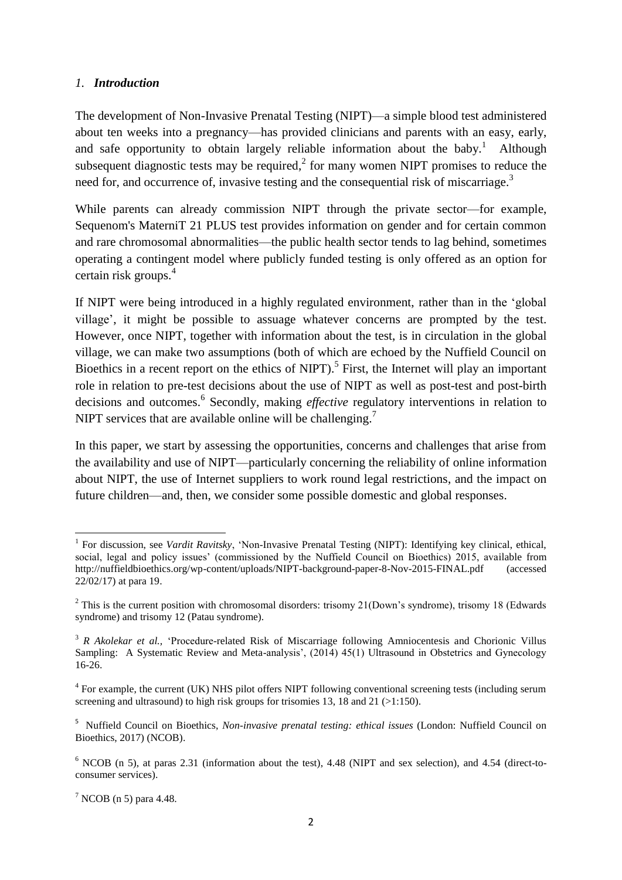## *1. Introduction*

The development of Non-Invasive Prenatal Testing (NIPT)—a simple blood test administered about ten weeks into a pregnancy—has provided clinicians and parents with an easy, early, and safe opportunity to obtain largely reliable information about the baby.[1] Although subsequent diagnostic tests may be required,[2] for many women NIPT promises to reduce the need for, and occurrence of, invasive testing and the consequential risk of miscarriage.[3]

While parents can already commission NIPT through the private sector—for example, Sequenom's MaterniT 21 PLUS test provides information on gender and for certain common and rare chromosomal abnormalities—the public health sector tends to lag behind, sometimes operating a contingent model where publicly funded testing is only offered as an option for certain risk groups.[4]

If NIPT were being introduced in a highly regulated environment, rather than in the 'global village', it might be possible to assuage whatever concerns are prompted by the test. However, once NIPT, together with information about the test, is in circulation in the global village, we can make two assumptions (both of which are echoed by the Nuffield Council on Bioethics in a recent report on the ethics of NIPT).[5] First, the Internet will play an important role in relation to pre-test decisions about the use of NIPT as well as post-test and post-birth decisions and outcomes.[6] Secondly, making *effective* regulatory interventions in relation to NIPT services that are available online will be challenging.[7]

In this paper, we start by assessing the opportunities, concerns and challenges that arise from the availability and use of NIPT—particularly concerning the reliability of online information about NIPT, the use of Internet suppliers to work round legal restrictions, and the impact on future children—and, then, we consider some possible domestic and global responses.

---

[1] For discussion, see *Vardit Ravitsky*, 'Non-Invasive Prenatal Testing (NIPT): Identifying key clinical, ethical, social, legal and policy issues' (commissioned by the Nuffield Council on Bioethics) 2015, available from http://nuffieldbioethics.org/wp-content/uploads/NIPT-background-paper-8-Nov-2015-FINAL.pdf (accessed 22/02/17) at para 19.

[2] This is the current position with chromosomal disorders: trisomy 21(Down's syndrome), trisomy 18 (Edwards syndrome) and trisomy 12 (Patau syndrome).

[3] *R Akolekar et al.,* 'Procedure-related Risk of Miscarriage following Amniocentesis and Chorionic Villus Sampling: A Systematic Review and Meta-analysis', (2014) 45(1) Ultrasound in Obstetrics and Gynecology 16-26.

[4] For example, the current (UK) NHS pilot offers NIPT following conventional screening tests (including serum screening and ultrasound) to high risk groups for trisomies 13, 18 and 21 (>1:150).

[5] Nuffield Council on Bioethics, *Non-invasive prenatal testing: ethical issues* (London: Nuffield Council on Bioethics, 2017) (NCOB).

[6] NCOB (n 5), at paras 2.31 (information about the test), 4.48 (NIPT and sex selection), and 4.54 (direct-to-consumer services).

[7] NCOB (n 5) para 4.48.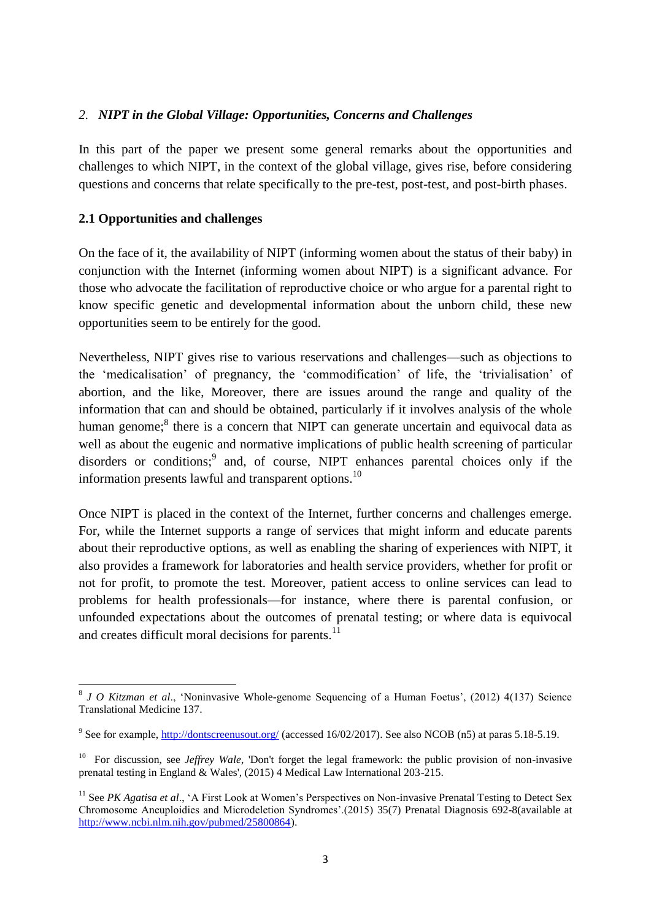## 2. *NIPT in the Global Village: Opportunities, Concerns and Challenges*

In this part of the paper we present some general remarks about the opportunities and challenges to which NIPT, in the context of the global village, gives rise, before considering questions and concerns that relate specifically to the pre-test, post-test, and post-birth phases.

### 2.1 Opportunities and challenges

On the face of it, the availability of NIPT (informing women about the status of their baby) in conjunction with the Internet (informing women about NIPT) is a significant advance. For those who advocate the facilitation of reproductive choice or who argue for a parental right to know specific genetic and developmental information about the unborn child, these new opportunities seem to be entirely for the good.

Nevertheless, NIPT gives rise to various reservations and challenges—such as objections to the 'medicalisation' of pregnancy, the 'commodification' of life, the 'trivialisation' of abortion, and the like, Moreover, there are issues around the range and quality of the information that can and should be obtained, particularly if it involves analysis of the whole human genome;[8] there is a concern that NIPT can generate uncertain and equivocal data as well as about the eugenic and normative implications of public health screening of particular disorders or conditions;[9] and, of course, NIPT enhances parental choices only if the information presents lawful and transparent options.[10]

Once NIPT is placed in the context of the Internet, further concerns and challenges emerge. For, while the Internet supports a range of services that might inform and educate parents about their reproductive options, as well as enabling the sharing of experiences with NIPT, it also provides a framework for laboratories and health service providers, whether for profit or not for profit, to promote the test. Moreover, patient access to online services can lead to problems for health professionals—for instance, where there is parental confusion, or unfounded expectations about the outcomes of prenatal testing; or where data is equivocal and creates difficult moral decisions for parents.[11]

---

[8] *J O Kitzman et al*., 'Noninvasive Whole-genome Sequencing of a Human Foetus', (2012) 4(137) Science Translational Medicine 137.

[9] See for example, http://dontscreenusout.org/ (accessed 16/02/2017). See also NCOB (n5) at paras 5.18-5.19.

[10] For discussion, see *Jeffrey Wale*, 'Don't forget the legal framework: the public provision of non-invasive prenatal testing in England & Wales', (2015) 4 Medical Law International 203-215.

[11] See *PK Agatisa et al*., 'A First Look at Women's Perspectives on Non-invasive Prenatal Testing to Detect Sex Chromosome Aneuploidies and Microdeletion Syndromes'.(2015) 35(7) Prenatal Diagnosis 692-8(available at http://www.ncbi.nlm.nih.gov/pubmed/25800864).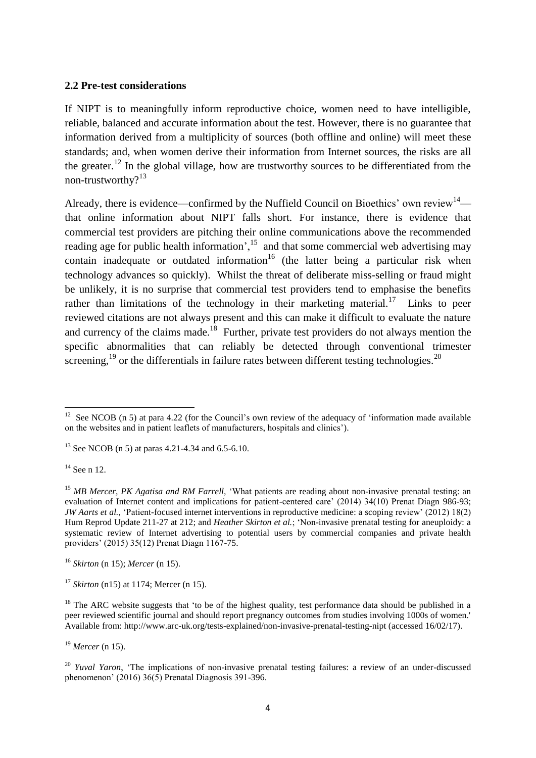## 2.2 Pre-test considerations

If NIPT is to meaningfully inform reproductive choice, women need to have intelligible, reliable, balanced and accurate information about the test. However, there is no guarantee that information derived from a multiplicity of sources (both offline and online) will meet these standards; and, when women derive their information from Internet sources, the risks are all the greater.[12] In the global village, how are trustworthy sources to be differentiated from the non-trustworthy?[13]

Already, there is evidence—confirmed by the Nuffield Council on Bioethics' own review[14]—that online information about NIPT falls short. For instance, there is evidence that commercial test providers are pitching their online communications above the recommended reading age for public health information',[15] and that some commercial web advertising may contain inadequate or outdated information[16] (the latter being a particular risk when technology advances so quickly). Whilst the threat of deliberate miss-selling or fraud might be unlikely, it is no surprise that commercial test providers tend to emphasise the benefits rather than limitations of the technology in their marketing material.[17] Links to peer reviewed citations are not always present and this can make it difficult to evaluate the nature and currency of the claims made.[18] Further, private test providers do not always mention the specific abnormalities that can reliably be detected through conventional trimester screening,[19] or the differentials in failure rates between different testing technologies.[20]

---

[12] See NCOB (n 5) at para 4.22 (for the Council's own review of the adequacy of 'information made available on the websites and in patient leaflets of manufacturers, hospitals and clinics').

[13] See NCOB (n 5) at paras 4.21-4.34 and 6.5-6.10.

[14] See n 12.

[15] *MB Mercer, PK Agatisa and RM Farrell*, 'What patients are reading about non-invasive prenatal testing: an evaluation of Internet content and implications for patient-centered care' (2014) 34(10) Prenat Diagn 986-93; *JW Aarts et al.*, 'Patient-focused internet interventions in reproductive medicine: a scoping review' (2012) 18(2) Hum Reprod Update 211-27 at 212; and *Heather Skirton et al.*; 'Non-invasive prenatal testing for aneuploidy: a systematic review of Internet advertising to potential users by commercial companies and private health providers' (2015) 35(12) Prenat Diagn 1167-75.

[16] *Skirton* (n 15); *Mercer* (n 15).

[17] *Skirton* (n15) at 1174; Mercer (n 15).

[18] The ARC website suggests that 'to be of the highest quality, test performance data should be published in a peer reviewed scientific journal and should report pregnancy outcomes from studies involving 1000s of women.' Available from: http://www.arc-uk.org/tests-explained/non-invasive-prenatal-testing-nipt (accessed 16/02/17).

[19] *Mercer* (n 15).

[20] *Yuval Yaron*, 'The implications of non-invasive prenatal testing failures: a review of an under-discussed phenomenon' (2016) 36(5) Prenatal Diagnosis 391-396.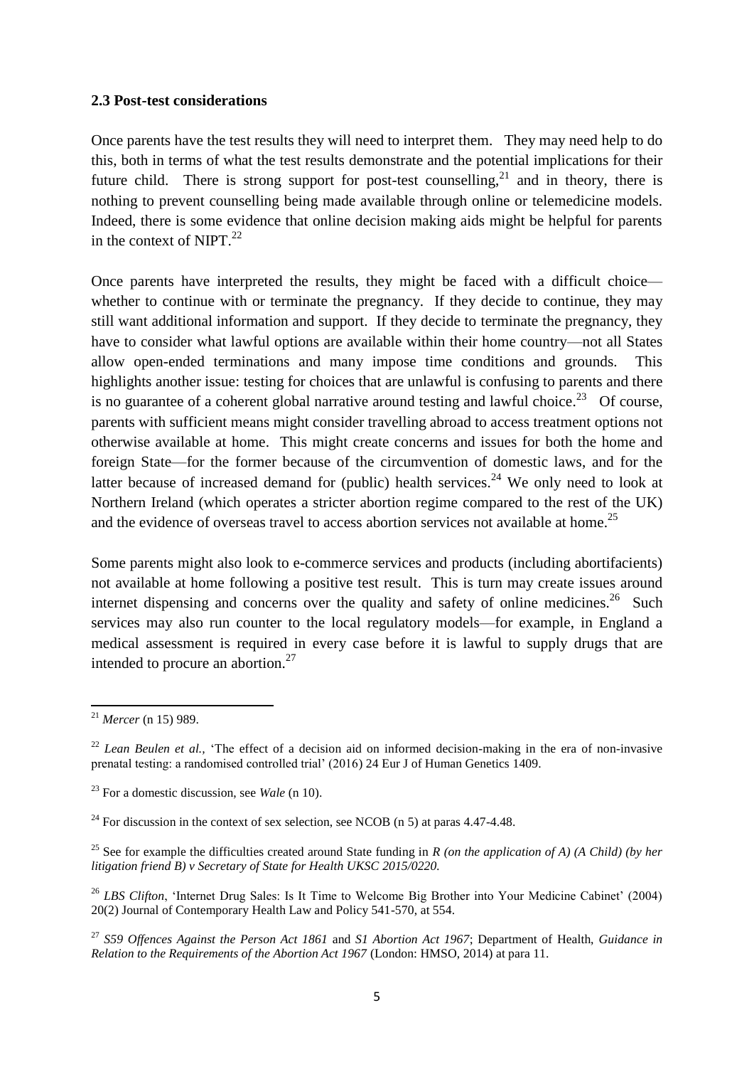### 2.3 Post-test considerations

Once parents have the test results they will need to interpret them. They may need help to do this, both in terms of what the test results demonstrate and the potential implications for their future child. There is strong support for post-test counselling,[21] and in theory, there is nothing to prevent counselling being made available through online or telemedicine models. Indeed, there is some evidence that online decision making aids might be helpful for parents in the context of NIPT.[22]

Once parents have interpreted the results, they might be faced with a difficult choice—whether to continue with or terminate the pregnancy. If they decide to continue, they may still want additional information and support. If they decide to terminate the pregnancy, they have to consider what lawful options are available within their home country—not all States allow open-ended terminations and many impose time conditions and grounds. This highlights another issue: testing for choices that are unlawful is confusing to parents and there is no guarantee of a coherent global narrative around testing and lawful choice.[23] Of course, parents with sufficient means might consider travelling abroad to access treatment options not otherwise available at home. This might create concerns and issues for both the home and foreign State—for the former because of the circumvention of domestic laws, and for the latter because of increased demand for (public) health services.[24] We only need to look at Northern Ireland (which operates a stricter abortion regime compared to the rest of the UK) and the evidence of overseas travel to access abortion services not available at home.[25]

Some parents might also look to e-commerce services and products (including abortifacients) not available at home following a positive test result. This is turn may create issues around internet dispensing and concerns over the quality and safety of online medicines.[26] Such services may also run counter to the local regulatory models—for example, in England a medical assessment is required in every case before it is lawful to supply drugs that are intended to procure an abortion.[27]

---

[21] *Mercer* (n 15) 989.

[22] *Lean Beulen et al.,* 'The effect of a decision aid on informed decision-making in the era of non-invasive prenatal testing: a randomised controlled trial' (2016) 24 Eur J of Human Genetics 1409.

[23] For a domestic discussion, see *Wale* (n 10).

[24] For discussion in the context of sex selection, see NCOB (n 5) at paras 4.47-4.48.

[25] See for example the difficulties created around State funding in *R (on the application of A) (A Child) (by her litigation friend B) v Secretary of State for Health UKSC 2015/0220.*

[26] *LBS Clifton*, 'Internet Drug Sales: Is It Time to Welcome Big Brother into Your Medicine Cabinet' (2004) 20(2) Journal of Contemporary Health Law and Policy 541-570, at 554.

[27] *S59 Offences Against the Person Act 1861* and *S1 Abortion Act 1967*; Department of Health, *Guidance in Relation to the Requirements of the Abortion Act 1967* (London: HMSO, 2014) at para 11.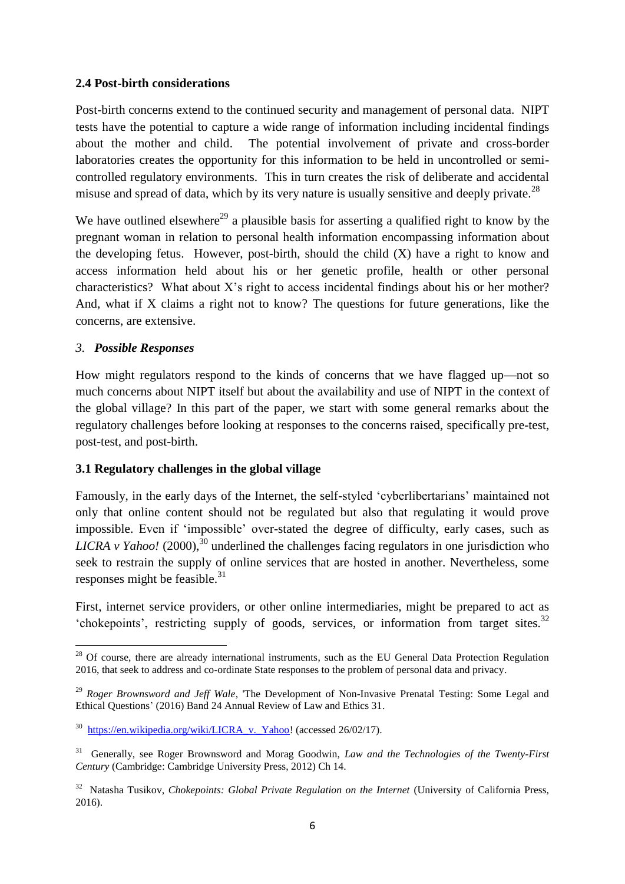### 2.4 Post-birth considerations

Post-birth concerns extend to the continued security and management of personal data. NIPT tests have the potential to capture a wide range of information including incidental findings about the mother and child. The potential involvement of private and cross-border laboratories creates the opportunity for this information to be held in uncontrolled or semi-controlled regulatory environments. This in turn creates the risk of deliberate and accidental misuse and spread of data, which by its very nature is usually sensitive and deeply private.[28]

We have outlined elsewhere[29] a plausible basis for asserting a qualified right to know by the pregnant woman in relation to personal health information encompassing information about the developing fetus. However, post-birth, should the child (X) have a right to know and access information held about his or her genetic profile, health or other personal characteristics? What about X's right to access incidental findings about his or her mother? And, what if X claims a right not to know? The questions for future generations, like the concerns, are extensive.

## *3. Possible Responses*

How might regulators respond to the kinds of concerns that we have flagged up—not so much concerns about NIPT itself but about the availability and use of NIPT in the context of the global village? In this part of the paper, we start with some general remarks about the regulatory challenges before looking at responses to the concerns raised, specifically pre-test, post-test, and post-birth.

### 3.1 Regulatory challenges in the global village

Famously, in the early days of the Internet, the self-styled 'cyberlibertarians' maintained not only that online content should not be regulated but also that regulating it would prove impossible. Even if 'impossible' over-stated the degree of difficulty, early cases, such as *LICRA v Yahoo!* (2000),[30] underlined the challenges facing regulators in one jurisdiction who seek to restrain the supply of online services that are hosted in another. Nevertheless, some responses might be feasible.[31]

First, internet service providers, or other online intermediaries, might be prepared to act as 'chokepoints', restricting supply of goods, services, or information from target sites.[32]

---

[28] Of course, there are already international instruments, such as the EU General Data Protection Regulation 2016, that seek to address and co-ordinate State responses to the problem of personal data and privacy.

[29] *Roger Brownsword and Jeff Wale*, 'The Development of Non-Invasive Prenatal Testing: Some Legal and Ethical Questions' (2016) Band 24 Annual Review of Law and Ethics 31.

[30] https://en.wikipedia.org/wiki/LICRA_v._Yahoo! (accessed 26/02/17).

[31] Generally, see Roger Brownsword and Morag Goodwin, *Law and the Technologies of the Twenty-First Century* (Cambridge: Cambridge University Press, 2012) Ch 14.

[32] Natasha Tusikov, *Chokepoints: Global Private Regulation on the Internet* (University of California Press, 2016).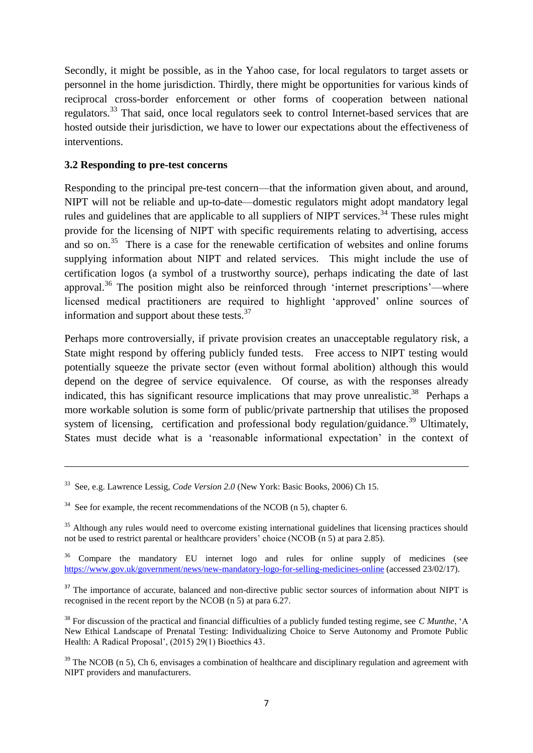Secondly, it might be possible, as in the Yahoo case, for local regulators to target assets or personnel in the home jurisdiction. Thirdly, there might be opportunities for various kinds of reciprocal cross-border enforcement or other forms of cooperation between national regulators.[33] That said, once local regulators seek to control Internet-based services that are hosted outside their jurisdiction, we have to lower our expectations about the effectiveness of interventions.

### 3.2 Responding to pre-test concerns

Responding to the principal pre-test concern—that the information given about, and around, NIPT will not be reliable and up-to-date—domestic regulators might adopt mandatory legal rules and guidelines that are applicable to all suppliers of NIPT services.[34] These rules might provide for the licensing of NIPT with specific requirements relating to advertising, access and so on.[35] There is a case for the renewable certification of websites and online forums supplying information about NIPT and related services. This might include the use of certification logos (a symbol of a trustworthy source), perhaps indicating the date of last approval.[36] The position might also be reinforced through 'internet prescriptions'—where licensed medical practitioners are required to highlight 'approved' online sources of information and support about these tests.[37]

Perhaps more controversially, if private provision creates an unacceptable regulatory risk, a State might respond by offering publicly funded tests. Free access to NIPT testing would potentially squeeze the private sector (even without formal abolition) although this would depend on the degree of service equivalence. Of course, as with the responses already indicated, this has significant resource implications that may prove unrealistic.[38] Perhaps a more workable solution is some form of public/private partnership that utilises the proposed system of licensing, certification and professional body regulation/guidance.[39] Ultimately, States must decide what is a 'reasonable informational expectation' in the context of

---

[33] See, e.g. Lawrence Lessig, *Code Version 2.0* (New York: Basic Books, 2006) Ch 15.

[34] See for example, the recent recommendations of the NCOB (n 5), chapter 6.

[35] Although any rules would need to overcome existing international guidelines that licensing practices should not be used to restrict parental or healthcare providers' choice (NCOB (n 5) at para 2.85).

[36] Compare the mandatory EU internet logo and rules for online supply of medicines (see https://www.gov.uk/government/news/new-mandatory-logo-for-selling-medicines-online (accessed 23/02/17).

[37] The importance of accurate, balanced and non-directive public sector sources of information about NIPT is recognised in the recent report by the NCOB (n 5) at para 6.27.

[38] For discussion of the practical and financial difficulties of a publicly funded testing regime, see *C Munthe*, 'A New Ethical Landscape of Prenatal Testing: Individualizing Choice to Serve Autonomy and Promote Public Health: A Radical Proposal', (2015) 29(1) Bioethics 43.

[39] The NCOB (n 5), Ch 6, envisages a combination of healthcare and disciplinary regulation and agreement with NIPT providers and manufacturers.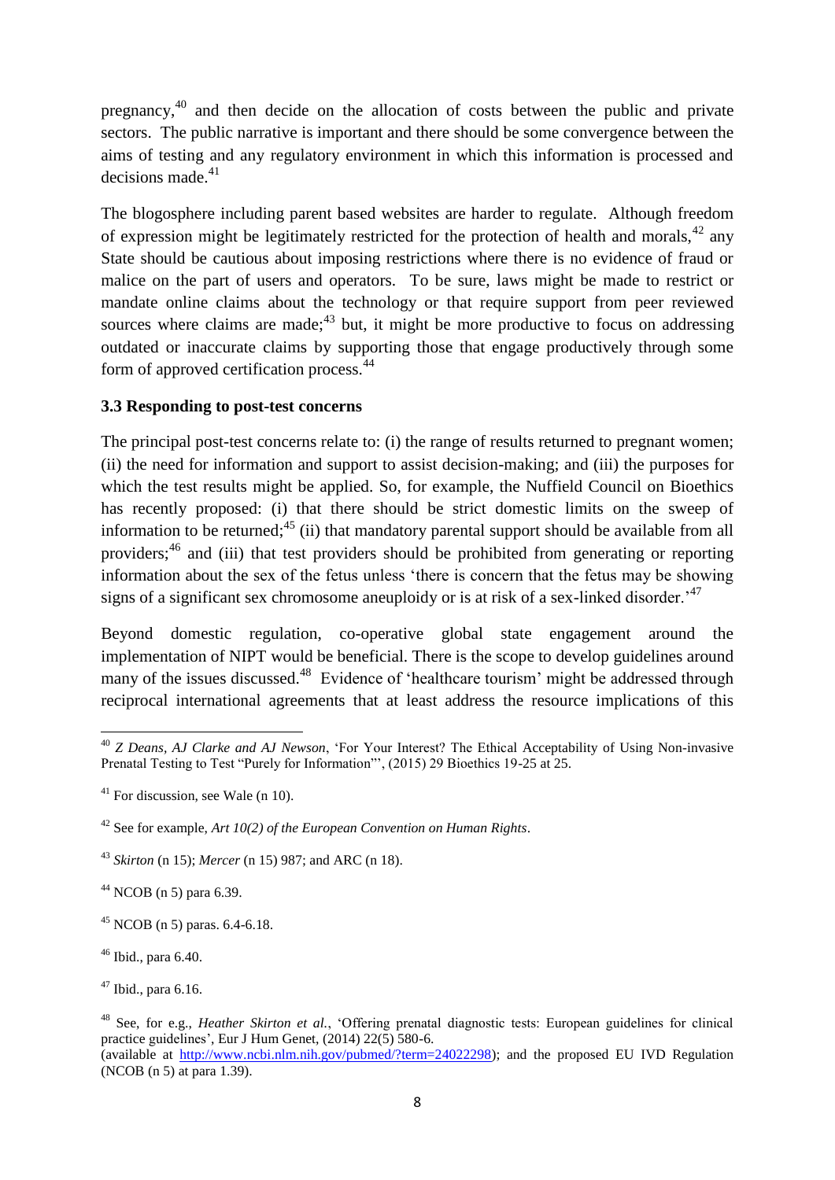pregnancy,[40] and then decide on the allocation of costs between the public and private sectors. The public narrative is important and there should be some convergence between the aims of testing and any regulatory environment in which this information is processed and decisions made.[41]

The blogosphere including parent based websites are harder to regulate. Although freedom of expression might be legitimately restricted for the protection of health and morals,[42] any State should be cautious about imposing restrictions where there is no evidence of fraud or malice on the part of users and operators. To be sure, laws might be made to restrict or mandate online claims about the technology or that require support from peer reviewed sources where claims are made;[43] but, it might be more productive to focus on addressing outdated or inaccurate claims by supporting those that engage productively through some form of approved certification process.[44]

### 3.3 Responding to post-test concerns

The principal post-test concerns relate to: (i) the range of results returned to pregnant women; (ii) the need for information and support to assist decision-making; and (iii) the purposes for which the test results might be applied. So, for example, the Nuffield Council on Bioethics has recently proposed: (i) that there should be strict domestic limits on the sweep of information to be returned;[45] (ii) that mandatory parental support should be available from all providers;[46] and (iii) that test providers should be prohibited from generating or reporting information about the sex of the fetus unless 'there is concern that the fetus may be showing signs of a significant sex chromosome aneuploidy or is at risk of a sex-linked disorder.'[47]

Beyond domestic regulation, co-operative global state engagement around the implementation of NIPT would be beneficial. There is the scope to develop guidelines around many of the issues discussed.[48] Evidence of 'healthcare tourism' might be addressed through reciprocal international agreements that at least address the resource implications of this

---

[40] *Z Deans, AJ Clarke and AJ Newson*, 'For Your Interest? The Ethical Acceptability of Using Non-invasive Prenatal Testing to Test "Purely for Information"', (2015) 29 Bioethics 19-25 at 25.

[41] For discussion, see Wale (n 10).

[42] See for example, *Art 10(2) of the European Convention on Human Rights*.

[43] *Skirton* (n 15); *Mercer* (n 15) 987; and ARC (n 18).

[44] NCOB (n 5) para 6.39.

[45] NCOB (n 5) paras. 6.4-6.18.

[46] Ibid., para 6.40.

[47] Ibid., para 6.16.

[48] See, for e.g., *Heather Skirton et al.*, 'Offering prenatal diagnostic tests: European guidelines for clinical practice guidelines', Eur J Hum Genet, (2014) 22(5) 580-6.
(available at http://www.ncbi.nlm.nih.gov/pubmed/?term=24022298); and the proposed EU IVD Regulation (NCOB (n 5) at para 1.39).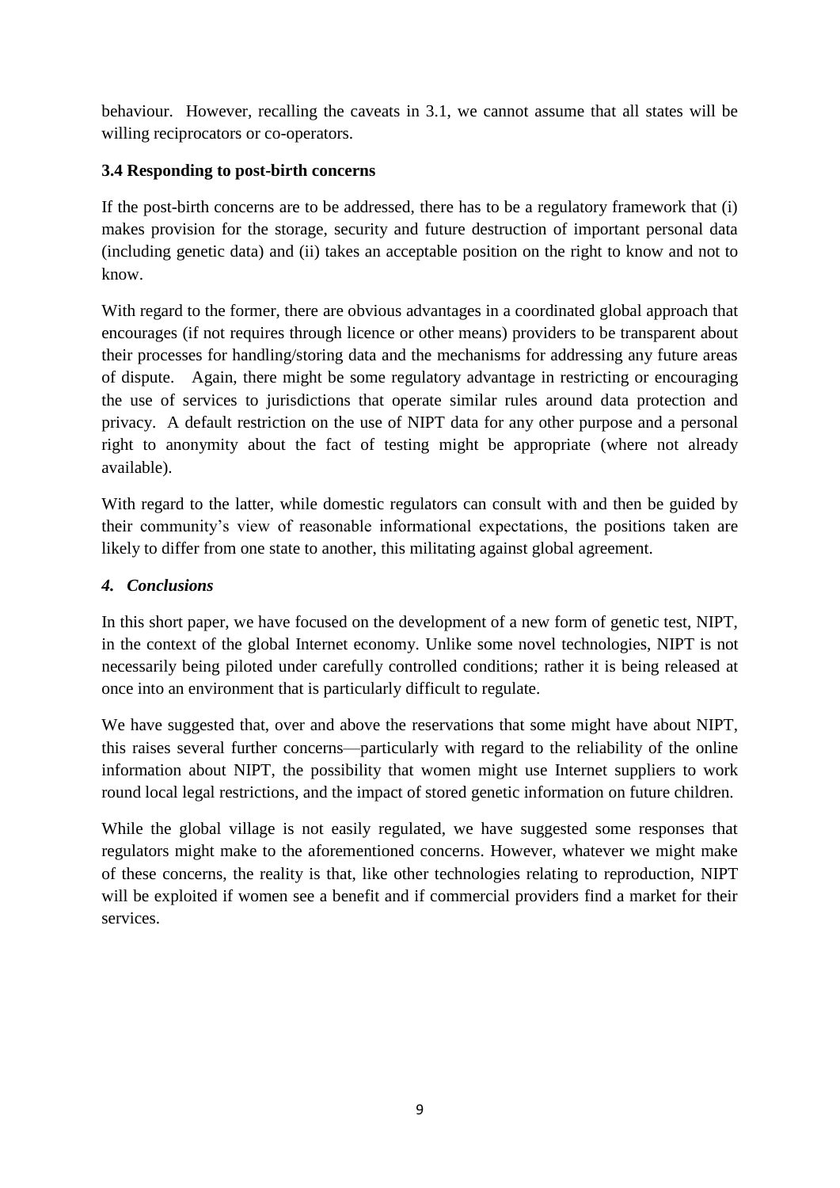behaviour. However, recalling the caveats in 3.1, we cannot assume that all states will be willing reciprocators or co-operators.

### 3.4 Responding to post-birth concerns

If the post-birth concerns are to be addressed, there has to be a regulatory framework that (i) makes provision for the storage, security and future destruction of important personal data (including genetic data) and (ii) takes an acceptable position on the right to know and not to know.

With regard to the former, there are obvious advantages in a coordinated global approach that encourages (if not requires through licence or other means) providers to be transparent about their processes for handling/storing data and the mechanisms for addressing any future areas of dispute. Again, there might be some regulatory advantage in restricting or encouraging the use of services to jurisdictions that operate similar rules around data protection and privacy. A default restriction on the use of NIPT data for any other purpose and a personal right to anonymity about the fact of testing might be appropriate (where not already available).

With regard to the latter, while domestic regulators can consult with and then be guided by their community's view of reasonable informational expectations, the positions taken are likely to differ from one state to another, this militating against global agreement.

## *4. Conclusions*

In this short paper, we have focused on the development of a new form of genetic test, NIPT, in the context of the global Internet economy. Unlike some novel technologies, NIPT is not necessarily being piloted under carefully controlled conditions; rather it is being released at once into an environment that is particularly difficult to regulate.

We have suggested that, over and above the reservations that some might have about NIPT, this raises several further concerns—particularly with regard to the reliability of the online information about NIPT, the possibility that women might use Internet suppliers to work round local legal restrictions, and the impact of stored genetic information on future children.

While the global village is not easily regulated, we have suggested some responses that regulators might make to the aforementioned concerns. However, whatever we might make of these concerns, the reality is that, like other technologies relating to reproduction, NIPT will be exploited if women see a benefit and if commercial providers find a market for their services.